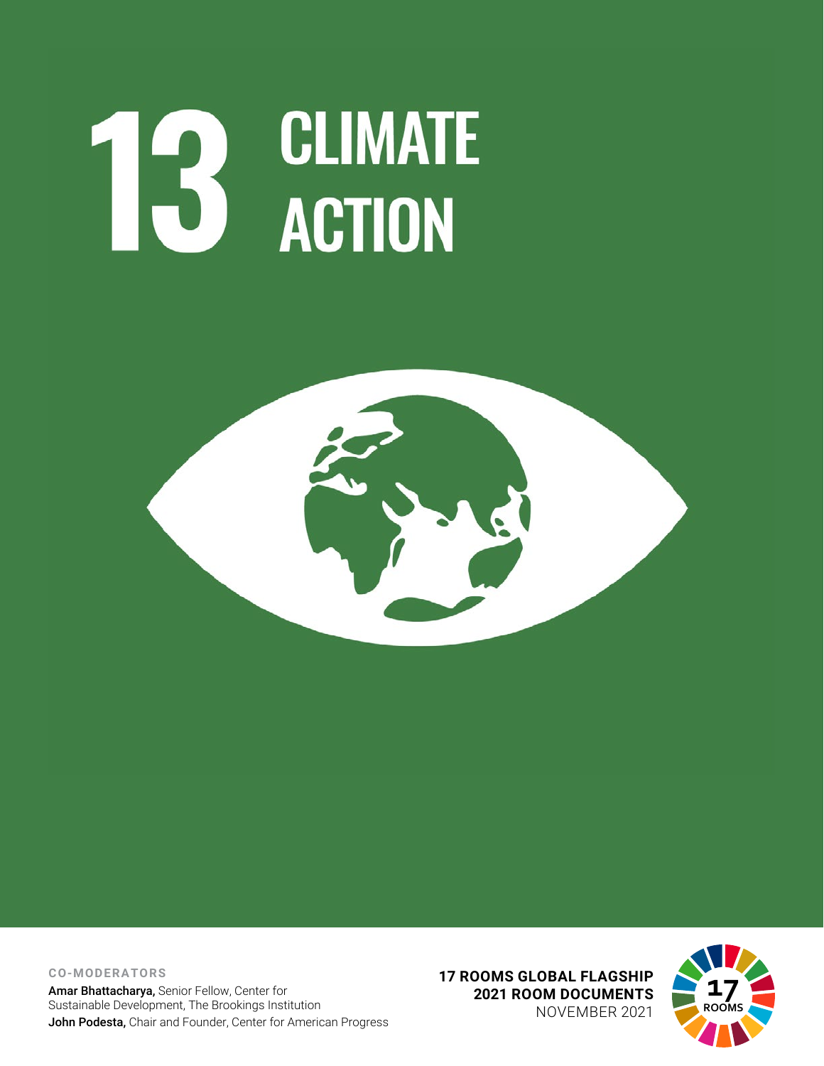# 13 CLIMATE ACTION

**CO-MODERATORS**

**Amar Bhattacharya,** Senior Fellow, Center for Sustainable Development, The Brookings Institution

**John Podesta,** Chair and Founder, Center for American Progress

**17 ROOMS GLOBAL FLAGSHIP**
**2021 ROOM DOCUMENTS**
NOVEMBER 2021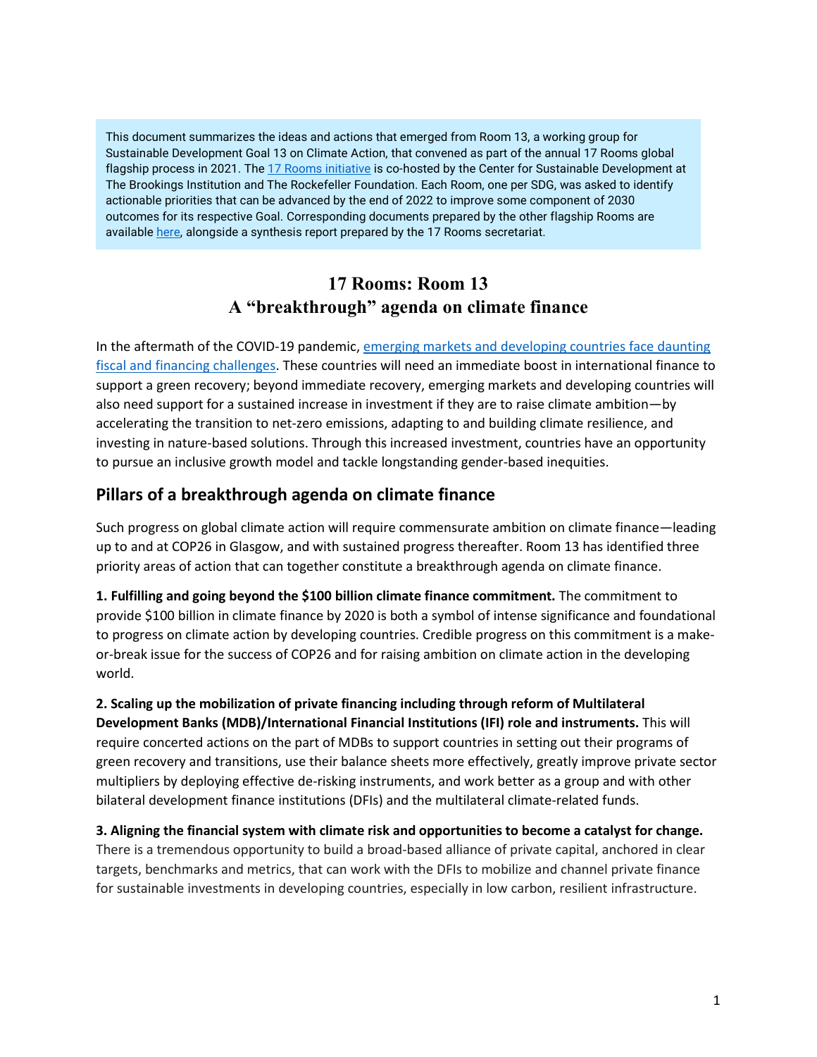This document summarizes the ideas and actions that emerged from Room 13, a working group for Sustainable Development Goal 13 on Climate Action, that convened as part of the annual 17 Rooms global flagship process in 2021. The [17 Rooms initiative](#) is co-hosted by the Center for Sustainable Development at The Brookings Institution and The Rockefeller Foundation. Each Room, one per SDG, was asked to identify actionable priorities that can be advanced by the end of 2022 to improve some component of 2030 outcomes for its respective Goal. Corresponding documents prepared by the other flagship Rooms are available [here](#), alongside a synthesis report prepared by the 17 Rooms secretariat.

# 17 Rooms: Room 13
# A "breakthrough" agenda on climate finance

In the aftermath of the COVID-19 pandemic, [emerging markets and developing countries face daunting fiscal and financing challenges](#). These countries will need an immediate boost in international finance to support a green recovery; beyond immediate recovery, emerging markets and developing countries will also need support for a sustained increase in investment if they are to raise climate ambition—by accelerating the transition to net-zero emissions, adapting to and building climate resilience, and investing in nature-based solutions. Through this increased investment, countries have an opportunity to pursue an inclusive growth model and tackle longstanding gender-based inequities.

## Pillars of a breakthrough agenda on climate finance

Such progress on global climate action will require commensurate ambition on climate finance—leading up to and at COP26 in Glasgow, and with sustained progress thereafter. Room 13 has identified three priority areas of action that can together constitute a breakthrough agenda on climate finance.

**1. Fulfilling and going beyond the $100 billion climate finance commitment.** The commitment to provide $100 billion in climate finance by 2020 is both a symbol of intense significance and foundational to progress on climate action by developing countries. Credible progress on this commitment is a make-or-break issue for the success of COP26 and for raising ambition on climate action in the developing world.

**2. Scaling up the mobilization of private financing including through reform of Multilateral Development Banks (MDB)/International Financial Institutions (IFI) role and instruments.** This will require concerted actions on the part of MDBs to support countries in setting out their programs of green recovery and transitions, use their balance sheets more effectively, greatly improve private sector multipliers by deploying effective de-risking instruments, and work better as a group and with other bilateral development finance institutions (DFIs) and the multilateral climate-related funds.

**3. Aligning the financial system with climate risk and opportunities to become a catalyst for change.** There is a tremendous opportunity to build a broad-based alliance of private capital, anchored in clear targets, benchmarks and metrics, that can work with the DFIs to mobilize and channel private finance for sustainable investments in developing countries, especially in low carbon, resilient infrastructure.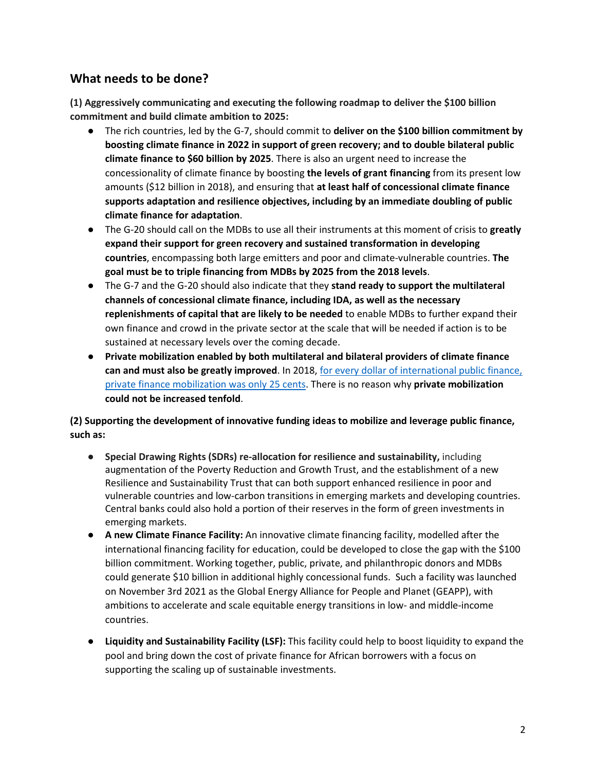## What needs to be done?

**(1) Aggressively communicating and executing the following roadmap to deliver the $100 billion commitment and build climate ambition to 2025:**

- The rich countries, led by the G-7, should commit to **deliver on the $100 billion commitment by boosting climate finance in 2022 in support of green recovery; and to double bilateral public climate finance to $60 billion by 2025**. There is also an urgent need to increase the concessionality of climate finance by boosting **the levels of grant financing** from its present low amounts ($12 billion in 2018), and ensuring that **at least half of concessional climate finance supports adaptation and resilience objectives, including by an immediate doubling of public climate finance for adaptation**.
- The G-20 should call on the MDBs to use all their instruments at this moment of crisis to **greatly expand their support for green recovery and sustained transformation in developing countries**, encompassing both large emitters and poor and climate-vulnerable countries. **The goal must be to triple financing from MDBs by 2025 from the 2018 levels**.
- The G-7 and the G-20 should also indicate that they **stand ready to support the multilateral channels of concessional climate finance, including IDA, as well as the necessary replenishments of capital that are likely to be needed** to enable MDBs to further expand their own finance and crowd in the private sector at the scale that will be needed if action is to be sustained at necessary levels over the coming decade.
- **Private mobilization enabled by both multilateral and bilateral providers of climate finance can and must also be greatly improved**. In 2018, for every dollar of international public finance, private finance mobilization was only 25 cents. There is no reason why **private mobilization could not be increased tenfold**.

**(2) Supporting the development of innovative funding ideas to mobilize and leverage public finance, such as:**

- **Special Drawing Rights (SDRs) re-allocation for resilience and sustainability,** including augmentation of the Poverty Reduction and Growth Trust, and the establishment of a new Resilience and Sustainability Trust that can both support enhanced resilience in poor and vulnerable countries and low-carbon transitions in emerging markets and developing countries. Central banks could also hold a portion of their reserves in the form of green investments in emerging markets.
- **A new Climate Finance Facility:** An innovative climate financing facility, modelled after the international financing facility for education, could be developed to close the gap with the $100 billion commitment. Working together, public, private, and philanthropic donors and MDBs could generate $10 billion in additional highly concessional funds. Such a facility was launched on November 3rd 2021 as the Global Energy Alliance for People and Planet (GEAPP), with ambitions to accelerate and scale equitable energy transitions in low- and middle-income countries.
- **Liquidity and Sustainability Facility (LSF):** This facility could help to boost liquidity to expand the pool and bring down the cost of private finance for African borrowers with a focus on supporting the scaling up of sustainable investments.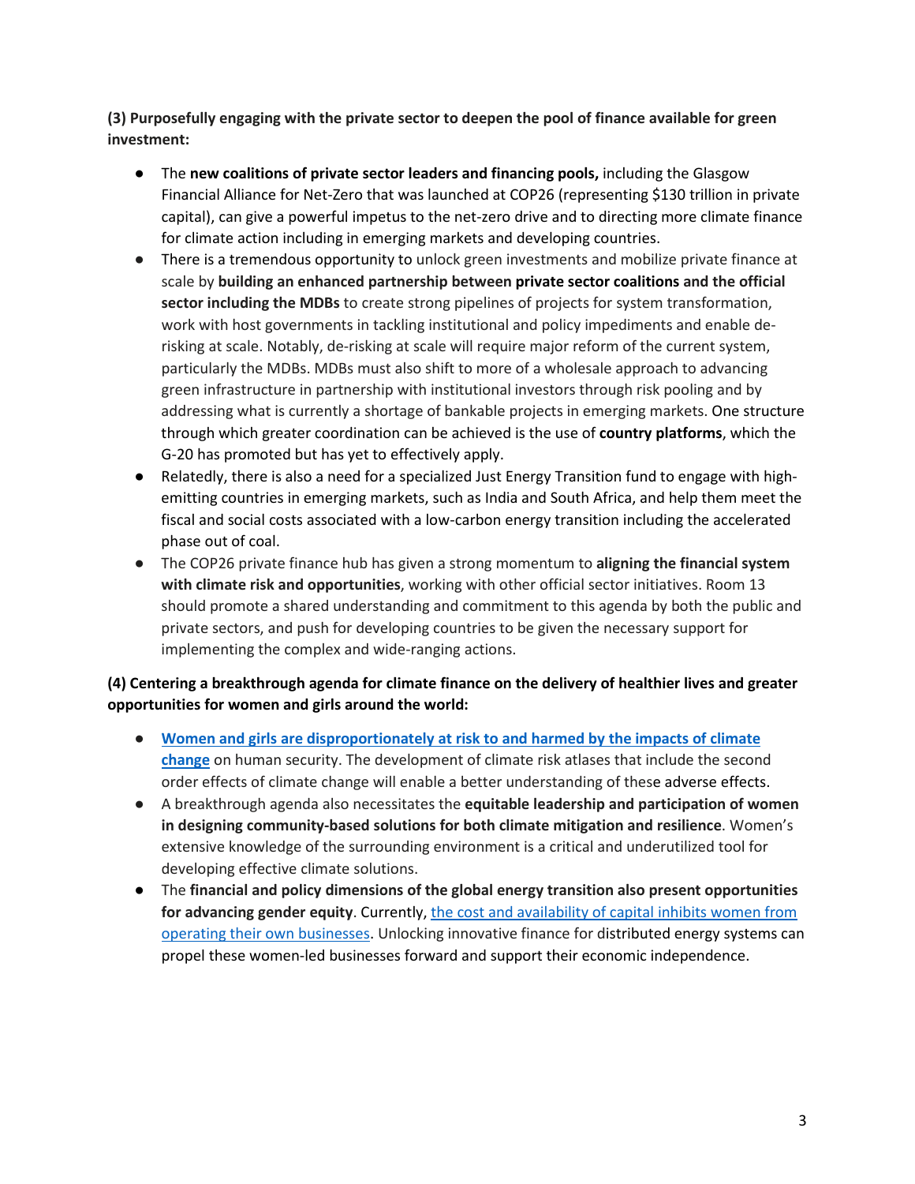**(3) Purposefully engaging with the private sector to deepen the pool of finance available for green investment:**

- The **new coalitions of private sector leaders and financing pools,** including the Glasgow Financial Alliance for Net-Zero that was launched at COP26 (representing $130 trillion in private capital), can give a powerful impetus to the net-zero drive and to directing more climate finance for climate action including in emerging markets and developing countries.
- There is a tremendous opportunity to unlock green investments and mobilize private finance at scale by **building an enhanced partnership between private sector coalitions and the official sector including the MDBs** to create strong pipelines of projects for system transformation, work with host governments in tackling institutional and policy impediments and enable de-risking at scale. Notably, de-risking at scale will require major reform of the current system, particularly the MDBs. MDBs must also shift to more of a wholesale approach to advancing green infrastructure in partnership with institutional investors through risk pooling and by addressing what is currently a shortage of bankable projects in emerging markets. One structure through which greater coordination can be achieved is the use of **country platforms**, which the G-20 has promoted but has yet to effectively apply.
- Relatedly, there is also a need for a specialized Just Energy Transition fund to engage with high-emitting countries in emerging markets, such as India and South Africa, and help them meet the fiscal and social costs associated with a low-carbon energy transition including the accelerated phase out of coal.
- The COP26 private finance hub has given a strong momentum to **aligning the financial system with climate risk and opportunities**, working with other official sector initiatives. Room 13 should promote a shared understanding and commitment to this agenda by both the public and private sectors, and push for developing countries to be given the necessary support for implementing the complex and wide-ranging actions.

**(4) Centering a breakthrough agenda for climate finance on the delivery of healthier lives and greater opportunities for women and girls around the world:**

- **Women and girls are disproportionately at risk to and harmed by the impacts of climate change** on human security. The development of climate risk atlases that include the second order effects of climate change will enable a better understanding of these adverse effects.
- A breakthrough agenda also necessitates the **equitable leadership and participation of women in designing community-based solutions for both climate mitigation and resilience**. Women's extensive knowledge of the surrounding environment is a critical and underutilized tool for developing effective climate solutions.
- The **financial and policy dimensions of the global energy transition also present opportunities for advancing gender equity**. Currently, the cost and availability of capital inhibits women from operating their own businesses. Unlocking innovative finance for distributed energy systems can propel these women-led businesses forward and support their economic independence.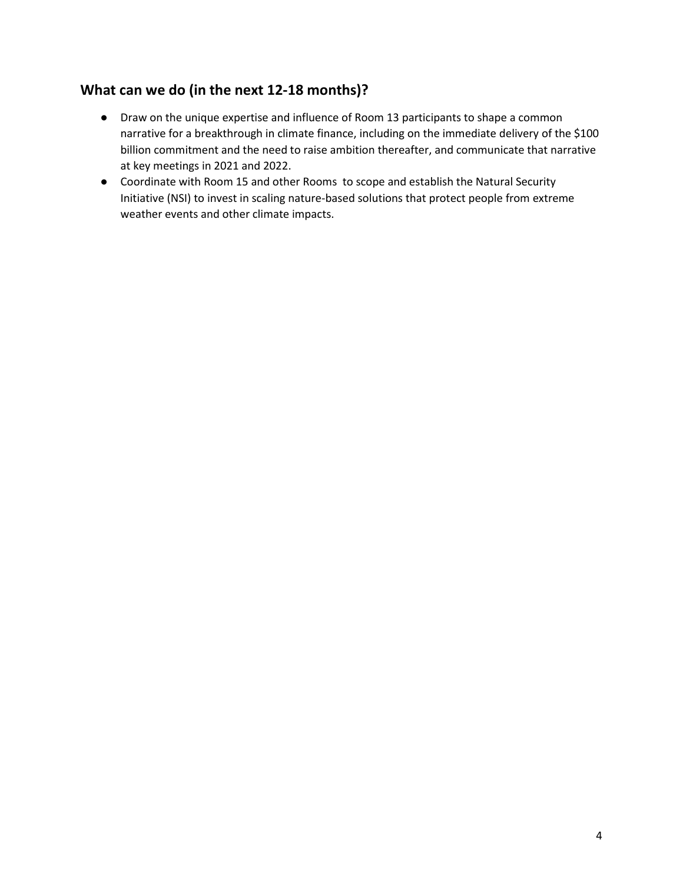## What can we do (in the next 12-18 months)?

- Draw on the unique expertise and influence of Room 13 participants to shape a common narrative for a breakthrough in climate finance, including on the immediate delivery of the $100 billion commitment and the need to raise ambition thereafter, and communicate that narrative at key meetings in 2021 and 2022.
- Coordinate with Room 15 and other Rooms to scope and establish the Natural Security Initiative (NSI) to invest in scaling nature-based solutions that protect people from extreme weather events and other climate impacts.